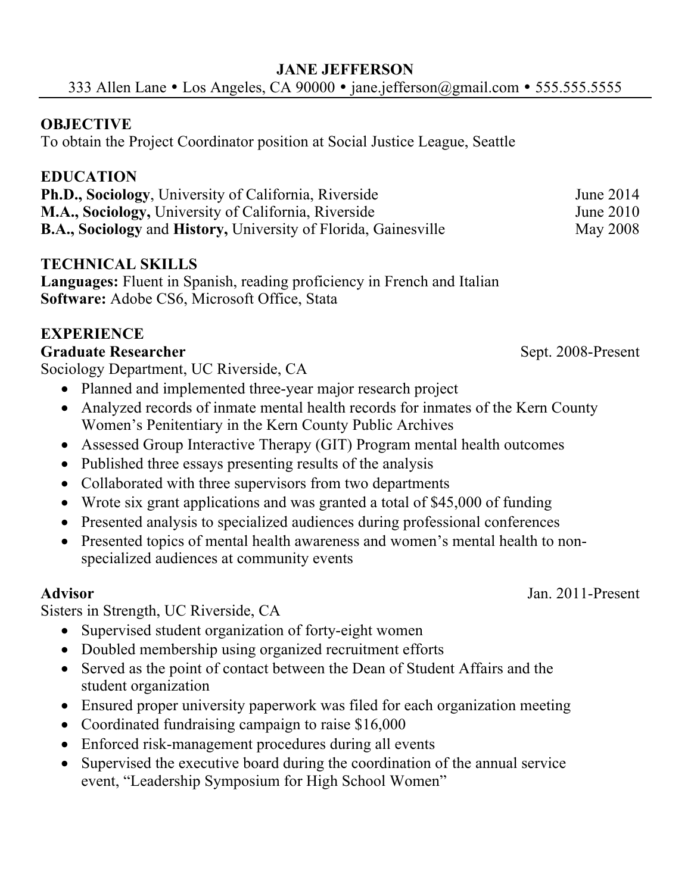# JANE JEFFERSON

333 Allen Lane • Los Angeles, CA 90000 • jane.jefferson@gmail.com • 555.555.5555

## OBJECTIVE

To obtain the Project Coordinator position at Social Justice League, Seattle

## EDUCATION

**Ph.D., Sociology**, University of California, Riverside — June 2014

**M.A., Sociology,** University of California, Riverside — June 2010

**B.A., Sociology** and **History,** University of Florida, Gainesville — May 2008

## TECHNICAL SKILLS

**Languages:** Fluent in Spanish, reading proficiency in French and Italian

**Software:** Adobe CS6, Microsoft Office, Stata

## EXPERIENCE

**Graduate Researcher** — Sept. 2008-Present

Sociology Department, UC Riverside, CA

- Planned and implemented three-year major research project
- Analyzed records of inmate mental health records for inmates of the Kern County Women's Penitentiary in the Kern County Public Archives
- Assessed Group Interactive Therapy (GIT) Program mental health outcomes
- Published three essays presenting results of the analysis
- Collaborated with three supervisors from two departments
- Wrote six grant applications and was granted a total of $45,000 of funding
- Presented analysis to specialized audiences during professional conferences
- Presented topics of mental health awareness and women's mental health to non-specialized audiences at community events

**Advisor** — Jan. 2011-Present

Sisters in Strength, UC Riverside, CA

- Supervised student organization of forty-eight women
- Doubled membership using organized recruitment efforts
- Served as the point of contact between the Dean of Student Affairs and the student organization
- Ensured proper university paperwork was filed for each organization meeting
- Coordinated fundraising campaign to raise $16,000
- Enforced risk-management procedures during all events
- Supervised the executive board during the coordination of the annual service event, "Leadership Symposium for High School Women"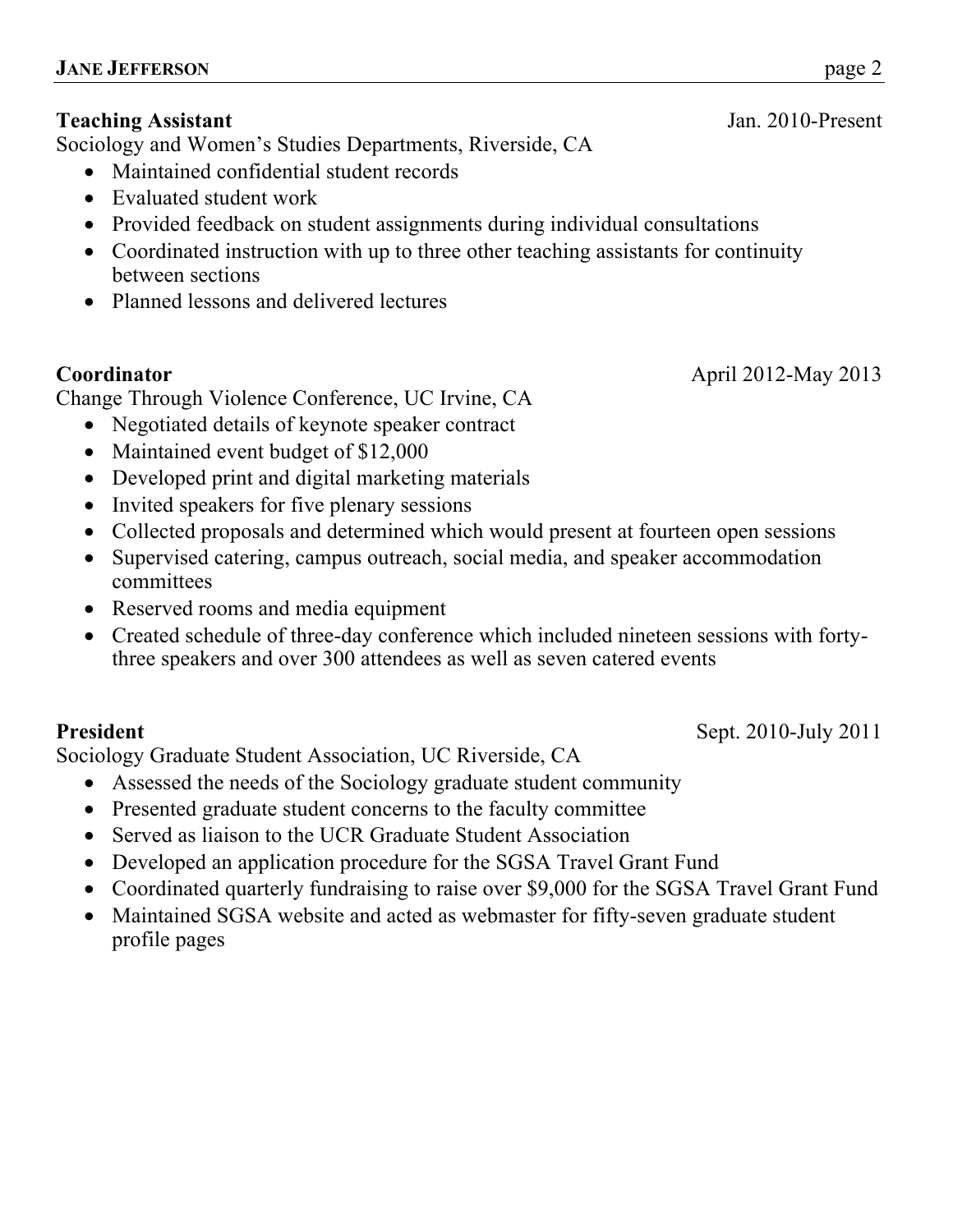**Teaching Assistant** Jan. 2010-Present
Sociology and Women's Studies Departments, Riverside, CA

- Maintained confidential student records
- Evaluated student work
- Provided feedback on student assignments during individual consultations
- Coordinated instruction with up to three other teaching assistants for continuity between sections
- Planned lessons and delivered lectures

**Coordinator** April 2012-May 2013
Change Through Violence Conference, UC Irvine, CA

- Negotiated details of keynote speaker contract
- Maintained event budget of $12,000
- Developed print and digital marketing materials
- Invited speakers for five plenary sessions
- Collected proposals and determined which would present at fourteen open sessions
- Supervised catering, campus outreach, social media, and speaker accommodation committees
- Reserved rooms and media equipment
- Created schedule of three-day conference which included nineteen sessions with forty-three speakers and over 300 attendees as well as seven catered events

**President** Sept. 2010-July 2011
Sociology Graduate Student Association, UC Riverside, CA

- Assessed the needs of the Sociology graduate student community
- Presented graduate student concerns to the faculty committee
- Served as liaison to the UCR Graduate Student Association
- Developed an application procedure for the SGSA Travel Grant Fund
- Coordinated quarterly fundraising to raise over $9,000 for the SGSA Travel Grant Fund
- Maintained SGSA website and acted as webmaster for fifty-seven graduate student profile pages